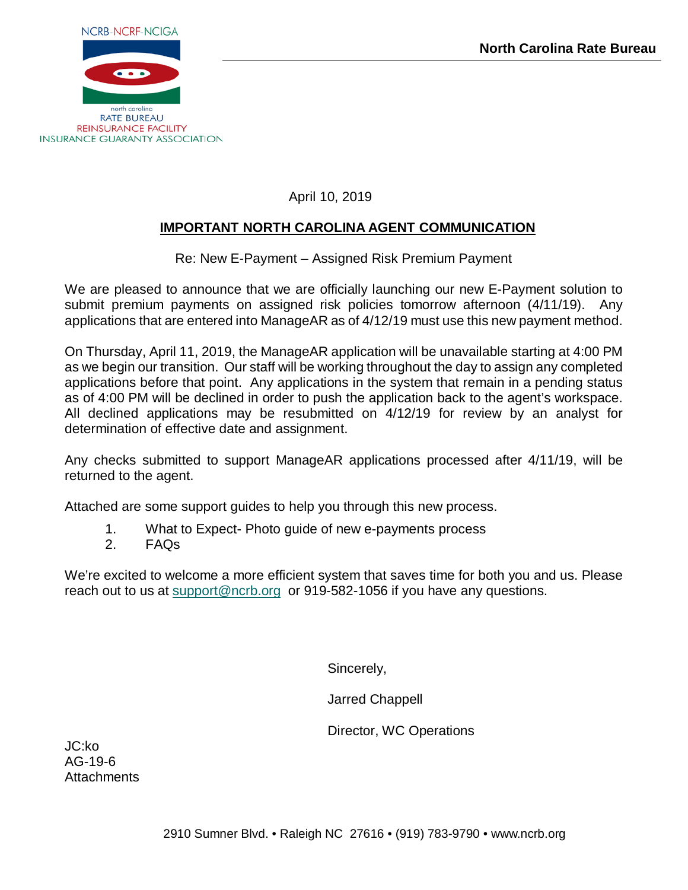NCRB-NCRF-NCIGA

north carolina
RATE BUREAU
REINSURANCE FACILITY
INSURANCE GUARANTY ASSOCIATION

**North Carolina Rate Bureau**

April 10, 2019

**IMPORTANT NORTH CAROLINA AGENT COMMUNICATION**

Re: New E-Payment – Assigned Risk Premium Payment

We are pleased to announce that we are officially launching our new E-Payment solution to submit premium payments on assigned risk policies tomorrow afternoon (4/11/19). Any applications that are entered into ManageAR as of 4/12/19 must use this new payment method.

On Thursday, April 11, 2019, the ManageAR application will be unavailable starting at 4:00 PM as we begin our transition. Our staff will be working throughout the day to assign any completed applications before that point. Any applications in the system that remain in a pending status as of 4:00 PM will be declined in order to push the application back to the agent's workspace. All declined applications may be resubmitted on 4/12/19 for review by an analyst for determination of effective date and assignment.

Any checks submitted to support ManageAR applications processed after 4/11/19, will be returned to the agent.

Attached are some support guides to help you through this new process.

1. What to Expect- Photo guide of new e-payments process
2. FAQs

We're excited to welcome a more efficient system that saves time for both you and us. Please reach out to us at support@ncrb.org or 919-582-1056 if you have any questions.

Sincerely,

Jarred Chappell

Director, WC Operations

JC:ko
AG-19-6
Attachments

2910 Sumner Blvd. • Raleigh NC 27616 • (919) 783-9790 • www.ncrb.org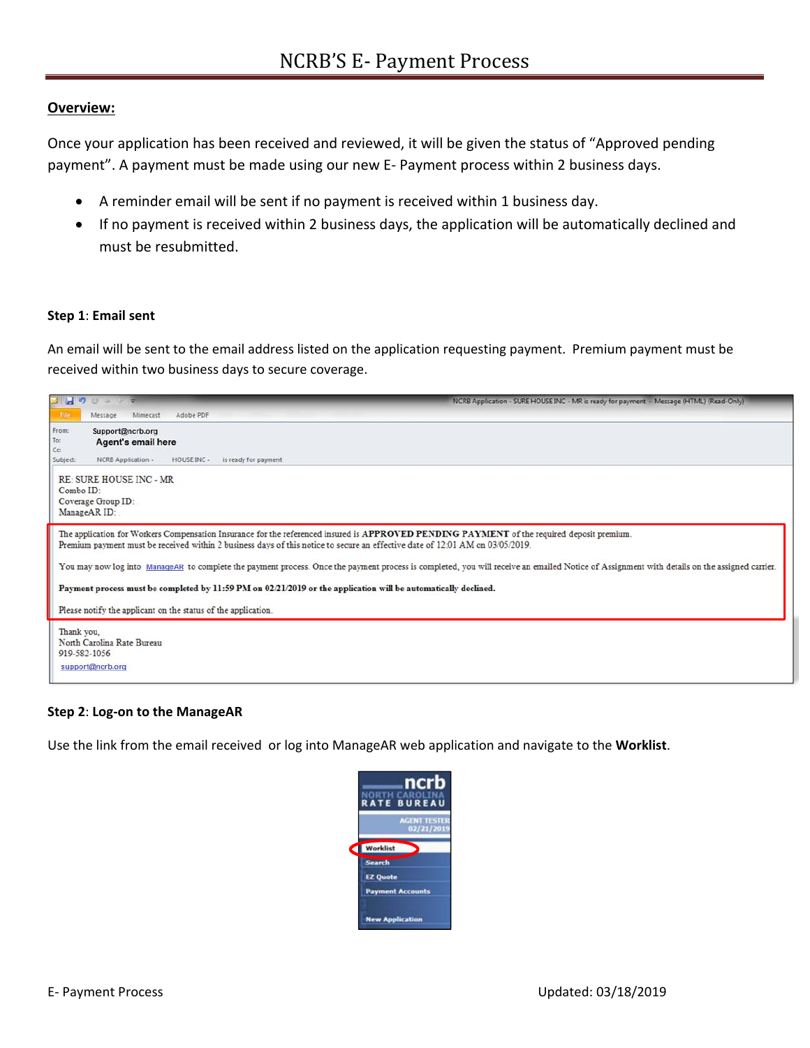# NCRB'S E- Payment Process

**Overview:**

Once your application has been received and reviewed, it will be given the status of "Approved pending payment". A payment must be made using our new E- Payment process within 2 business days.

- A reminder email will be sent if no payment is received within 1 business day.
- If no payment is received within 2 business days, the application will be automatically declined and must be resubmitted.

**Step 1: Email sent**

An email will be sent to the email address listed on the application requesting payment. Premium payment must be received within two business days to secure coverage.

From: Support@ncrb.org
To: Agent's email here
Cc:
Subject: NCRB Application - HOUSE INC - is ready for payment

RE: SURE HOUSE INC - MR
Combo ID:
Coverage Group ID:
ManageAR ID:

The application for Workers Compensation Insurance for the referenced insured is **APPROVED PENDING PAYMENT** of the required deposit premium.
Premium payment must be received within 2 business days of this notice to secure an effective date of 12:01 AM on 03/05/2019.

You may now log into ManageAR to complete the payment process. Once the payment process is completed, you will receive an emailed Notice of Assignment with details on the assigned carrier.

**Payment process must be completed by 11:59 PM on 02/21/2019 or the application will be automatically declined.**

Please notify the applicant on the status of the application.

Thank you,
North Carolina Rate Bureau
919-582-1056
support@ncrb.org

**Step 2: Log-on to the ManageAR**

Use the link from the email received or log into ManageAR web application and navigate to the **Worklist**.

ncrb NORTH CAROLINA RATE BUREAU
AGENT TESTER 02/21/2019
Worklist
Search
EZ Quote
Payment Accounts
New Application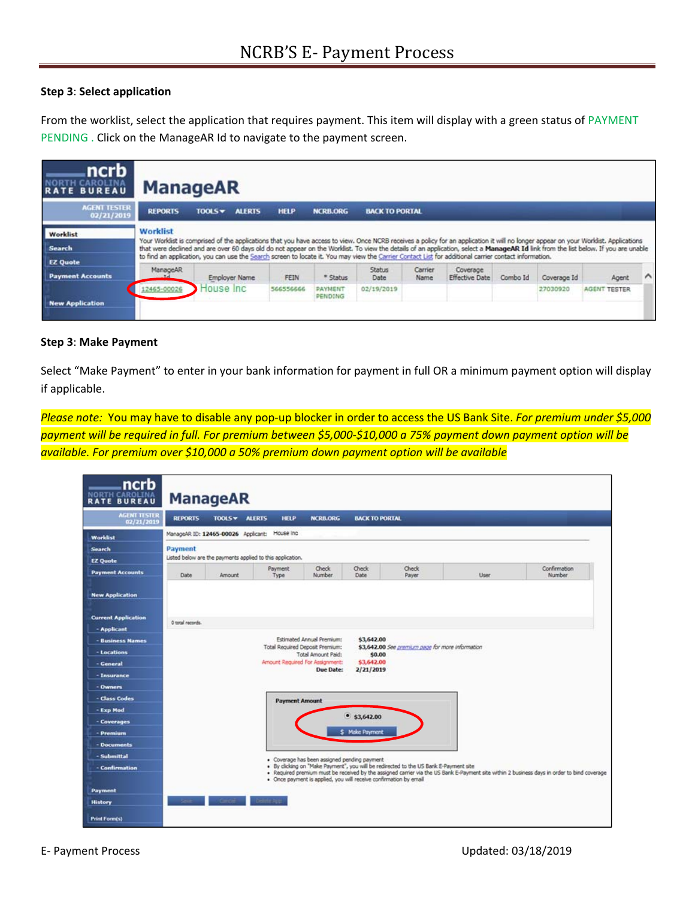**Step 3**: **Select application**

From the worklist, select the application that requires payment. This item will display with a green status of PAYMENT PENDING . Click on the ManageAR Id to navigate to the payment screen.

**Step 3**: **Make Payment**

Select "Make Payment" to enter in your bank information for payment in full OR a minimum payment option will display if applicable.

*Please note:* You may have to disable any pop-up blocker in order to access the US Bank Site. *For premium under $5,000 payment will be required in full. For premium between $5,000-$10,000 a 75% payment down payment option will be available. For premium over $10,000 a 50% premium down payment option will be available*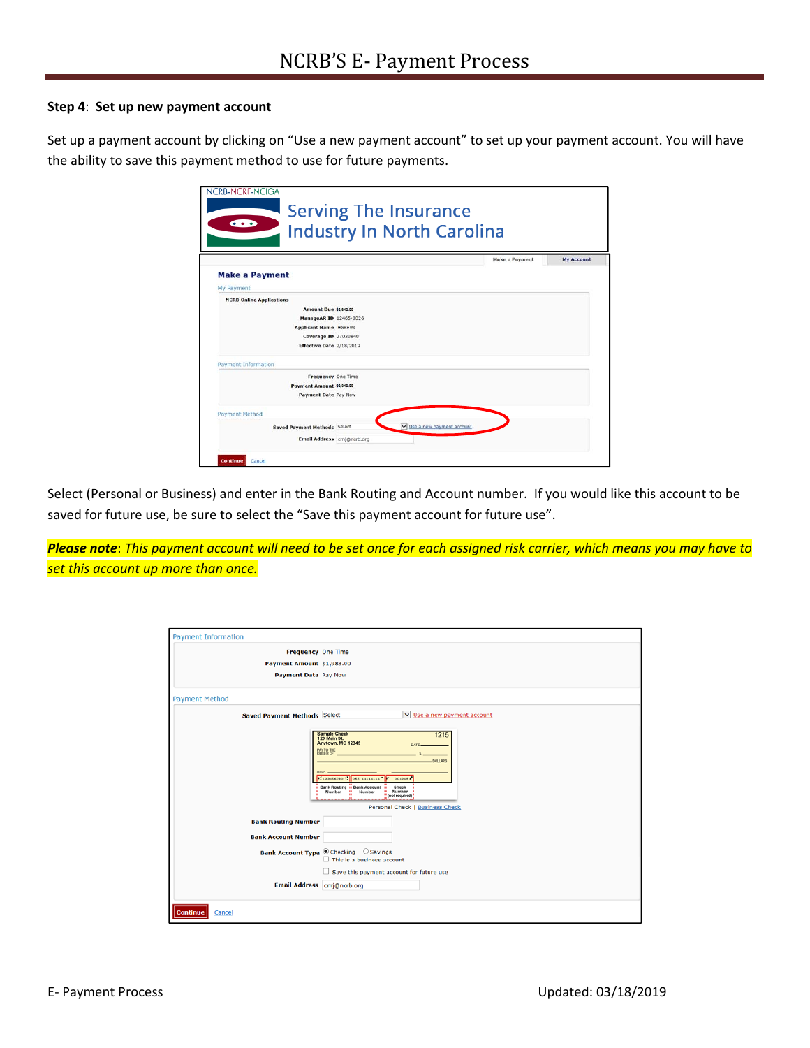**Step 4**: **Set up new payment account**

Set up a payment account by clicking on "Use a new payment account" to set up your payment account. You will have the ability to save this payment method to use for future payments.

Select (Personal or Business) and enter in the Bank Routing and Account number. If you would like this account to be saved for future use, be sure to select the "Save this payment account for future use".

***Please note**: This payment account will need to be set once for each assigned risk carrier, which means you may have to set this account up more than once.*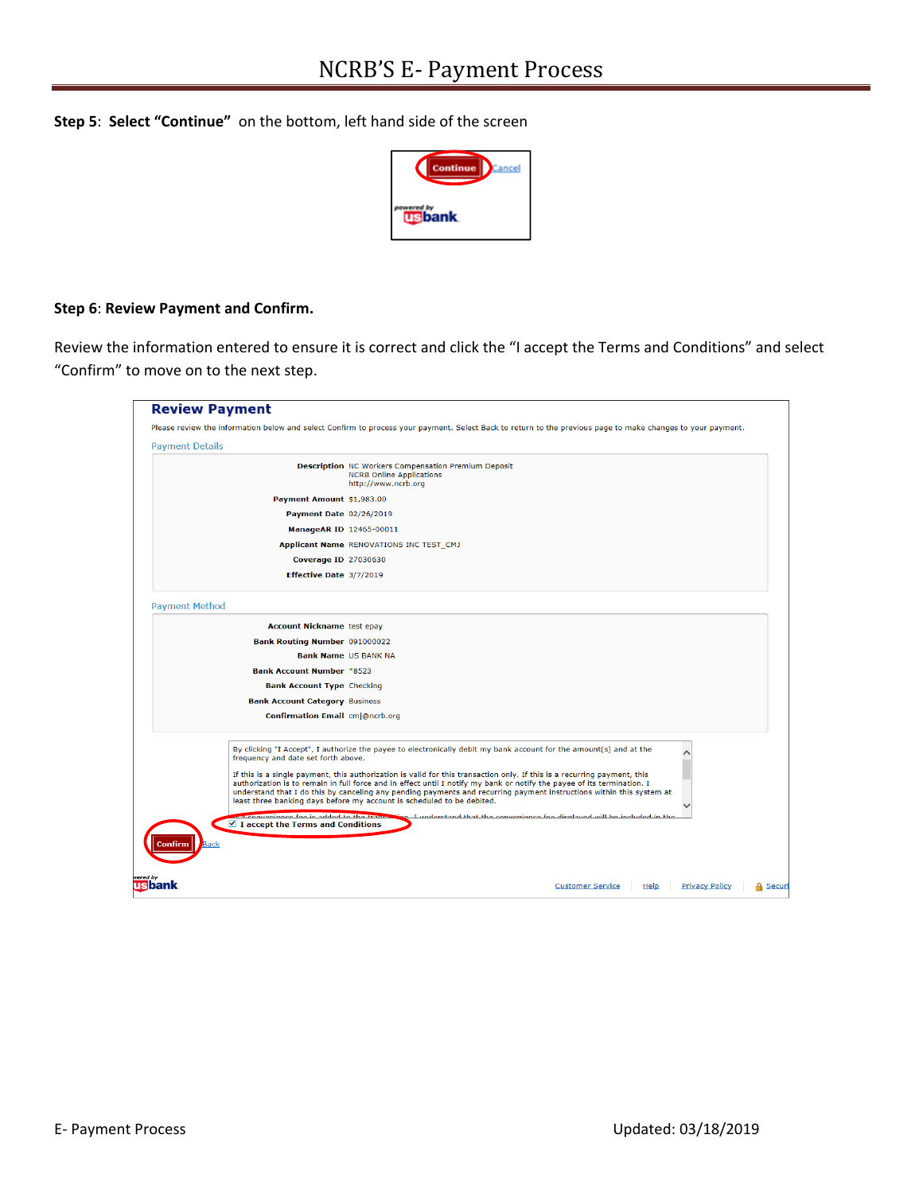**Step 5**: **Select "Continue"** on the bottom, left hand side of the screen

Continue Cancel

powered by usbank

**Step 6**: **Review Payment and Confirm.**

Review the information entered to ensure it is correct and click the "I accept the Terms and Conditions" and select "Confirm" to move on to the next step.

## Review Payment

Please review the information below and select Confirm to process your payment. Select Back to return to the previous page to make changes to your payment.

Payment Details

| | |
|---|---|
| **Description** | NC Workers Compensation Premium Deposit<br>NCRB Online Applications<br>http://www.ncrb.org |
| **Payment Amount** | $1,983.00 |
| **Payment Date** | 02/26/2019 |
| **ManageAR ID** | 12465-00011 |
| **Applicant Name** | RENOVATIONS INC TEST_CMJ |
| **Coverage ID** | 27030630 |
| **Effective Date** | 3/7/2019 |

Payment Method

| | |
|---|---|
| **Account Nickname** | test epay |
| **Bank Routing Number** | 091000022 |
| **Bank Name** | US BANK NA |
| **Bank Account Number** | *8523 |
| **Bank Account Type** | Checking |
| **Bank Account Category** | Business |
| **Confirmation Email** | cmj@ncrb.org |

By clicking "I Accept", I authorize the payee to electronically debit my bank account for the amount(s) and at the frequency and date set forth above.

If this is a single payment, this authorization is valid for this transaction only. If this is a recurring payment, this authorization is to remain in full force and in effect until I notify my bank or notify the payee of its termination. I understand that I do this by canceling any pending payments and recurring payment instructions within this system at least three banking days before my account is scheduled to be debited.

☑ **I accept the Terms and Conditions**

Confirm Back

powered by usbank

Customer Service | Help | Privacy Policy | Securi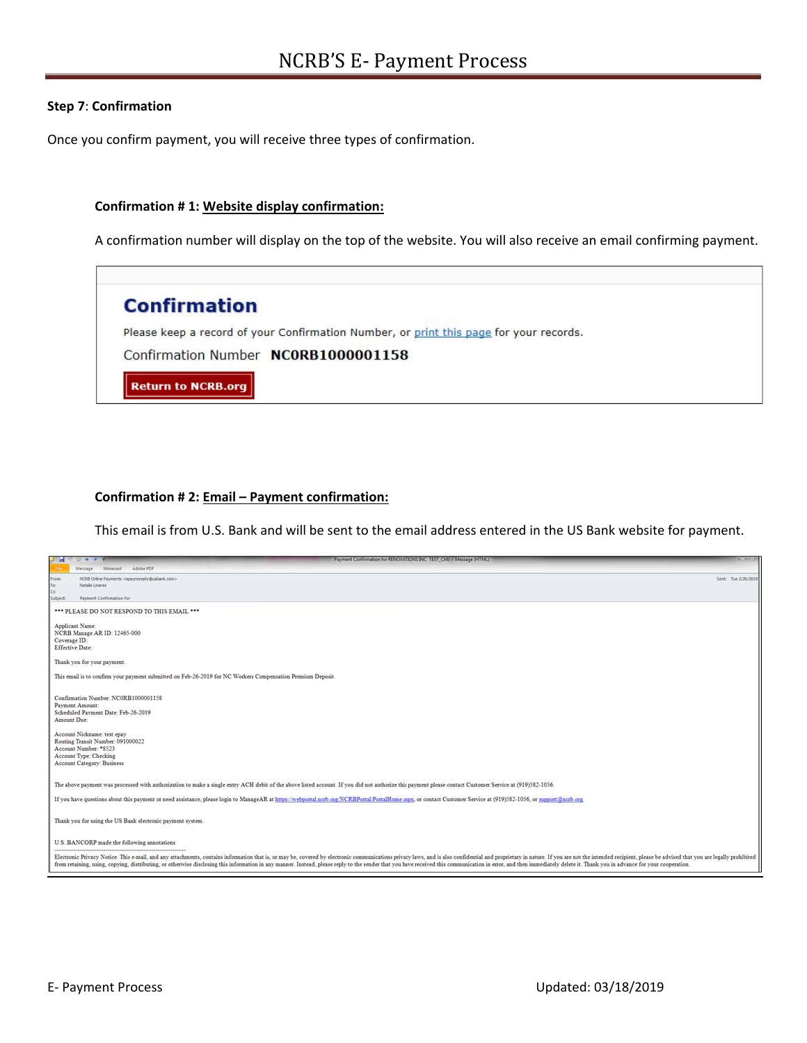**Step 7**: **Confirmation**

Once you confirm payment, you will receive three types of confirmation.

**Confirmation # 1: Website display confirmation:**

A confirmation number will display on the top of the website. You will also receive an email confirming payment.

**Confirmation**

Please keep a record of your Confirmation Number, or print this page for your records.

Confirmation Number **NC0RB1000001158**

Return to NCRB.org

**Confirmation # 2: Email – Payment confirmation:**

This email is from U.S. Bank and will be sent to the email address entered in the US Bank website for payment.

Payment Confirmation for RENOVATIONS INC. TEST_CMJ - Message (HTML)

From: NCRB Online Payments <epaynoreply@usbank.com>
To: Natalie Linares
Cc:
Subject: Payment Confirmation for
Sent: Tue 2/26/2019

\*\*\* PLEASE DO NOT RESPOND TO THIS EMAIL \*\*\*

Applicant Name:
NCRB Manage AR ID: 12465-000
Coverage ID:
Effective Date:

Thank you for your payment.

This email is to confirm your payment submitted on Feb-26-2019 for NC Workers Compensation Premium Deposit.

Confirmation Number: NC0RB1000001158
Payment Amount:
Scheduled Payment Date: Feb-26-2019
Amount Due:

Account Nickname: test epay
Routing Transit Number: 091000022
Account Number: \*8523
Account Type: Checking
Account Category: Business

The above payment was processed with authorization to make a single entry ACH debit of the above listed account. If you did not authorize this payment please contact Customer Service at (919)582-1056.

If you have questions about this payment or need assistance, please login to ManageAR at https://webportal.ncrb.org/NCRBPortal/PortalHome.aspx, or contact Customer Service at (919)582-1056, or support@ncrb.org.

Thank you for using the US Bank electronic payment system.

U.S. BANCORP made the following annotations

Electronic Privacy Notice. This e-mail, and any attachments, contains information that is, or may be, covered by electronic communications privacy laws, and is also confidential and proprietary in nature. If you are not the intended recipient, please be advised that you are legally prohibited from retaining, using, copying, distributing, or otherwise disclosing this information in any manner. Instead, please reply to the sender that you have received this communication in error, and then immediately delete it. Thank you in advance for your cooperation.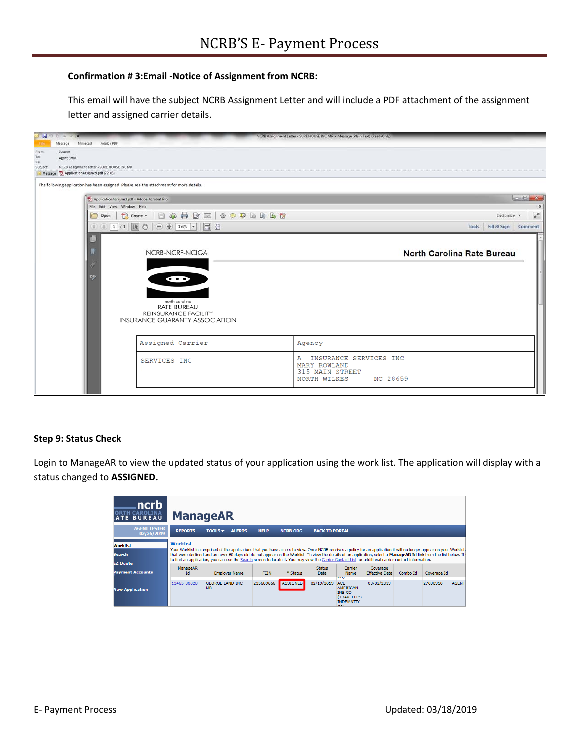**Confirmation # 3:Email -Notice of Assignment from NCRB:**

This email will have the subject NCRB Assignment Letter and will include a PDF attachment of the assignment letter and assigned carrier details.

**Step 9: Status Check**

Login to ManageAR to view the updated status of your application using the work list. The application will display with a status changed to **ASSIGNED.**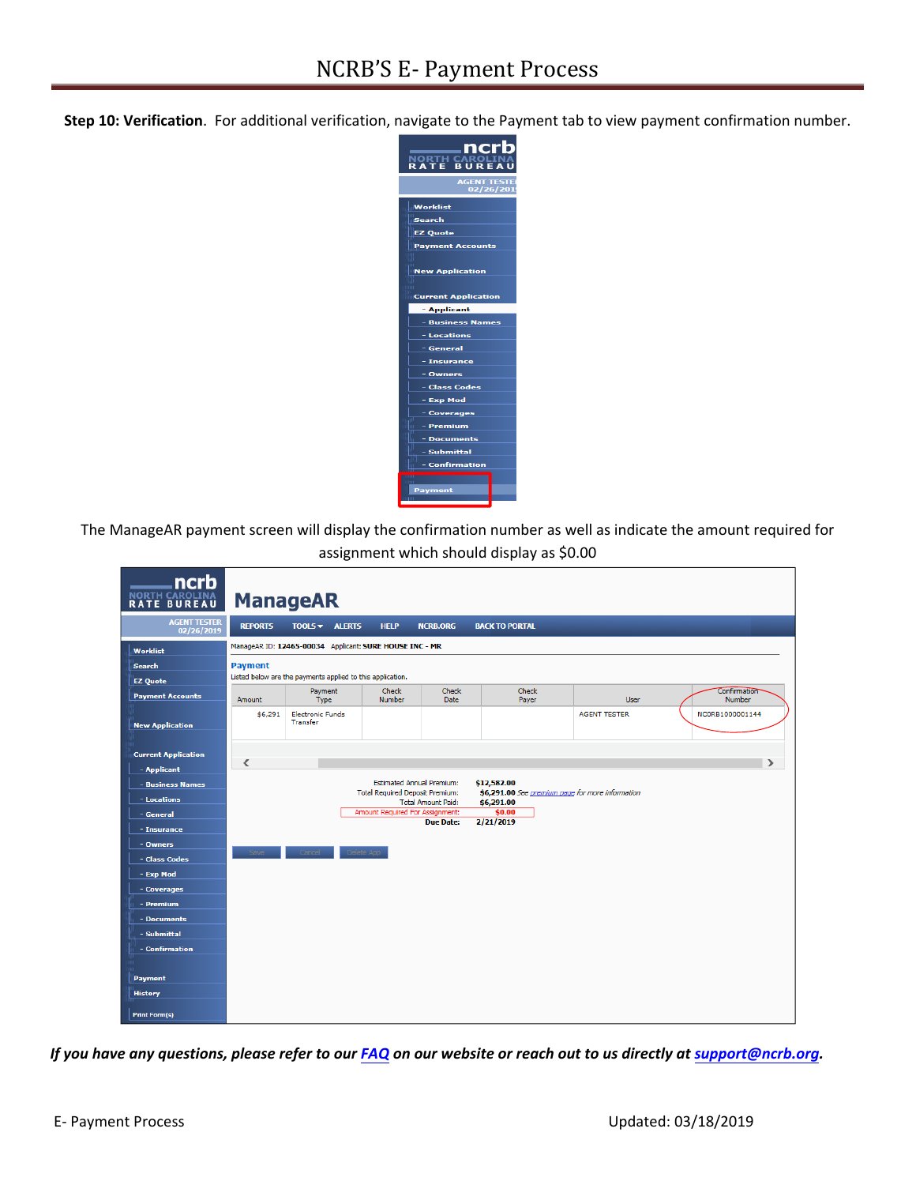**Step 10: Verification**. For additional verification, navigate to the Payment tab to view payment confirmation number.

The ManageAR payment screen will display the confirmation number as well as indicate the amount required for assignment which should display as $0.00

*If you have any questions, please refer to our [FAQ](FAQ) on our website or reach out to us directly at [support@ncrb.org](mailto:support@ncrb.org).*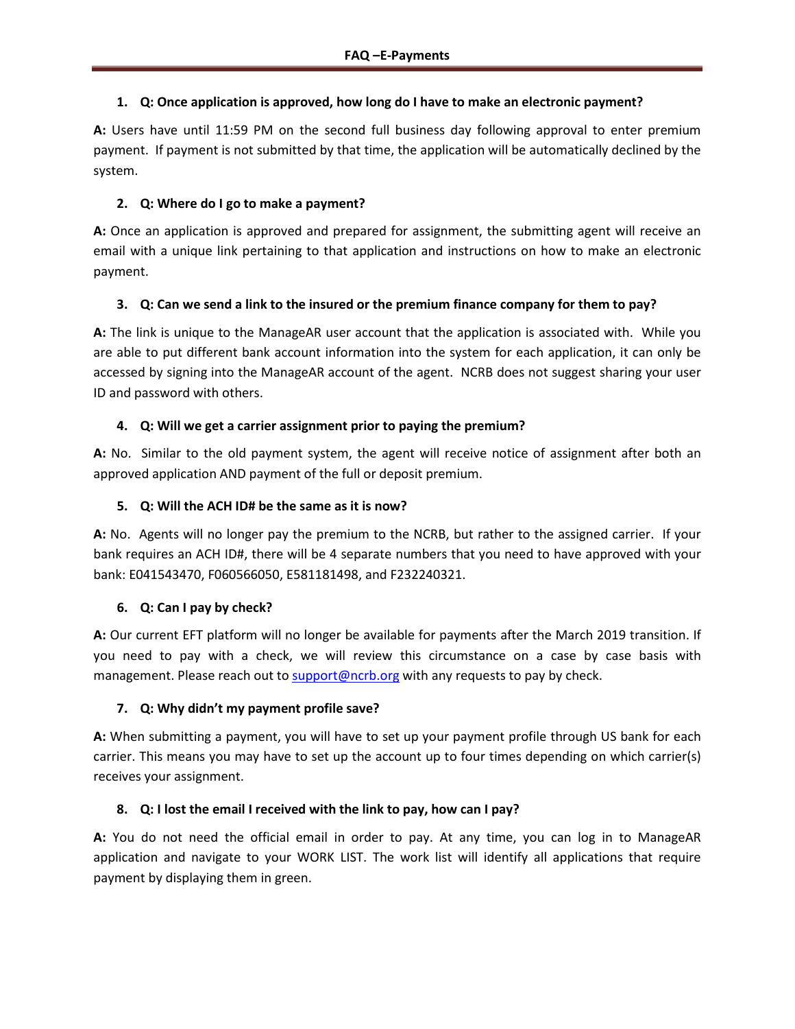# FAQ –E-Payments

1. **Q: Once application is approved, how long do I have to make an electronic payment?**

**A:** Users have until 11:59 PM on the second full business day following approval to enter premium payment. If payment is not submitted by that time, the application will be automatically declined by the system.

2. **Q: Where do I go to make a payment?**

**A:** Once an application is approved and prepared for assignment, the submitting agent will receive an email with a unique link pertaining to that application and instructions on how to make an electronic payment.

3. **Q: Can we send a link to the insured or the premium finance company for them to pay?**

**A:** The link is unique to the ManageAR user account that the application is associated with. While you are able to put different bank account information into the system for each application, it can only be accessed by signing into the ManageAR account of the agent. NCRB does not suggest sharing your user ID and password with others.

4. **Q: Will we get a carrier assignment prior to paying the premium?**

**A:** No. Similar to the old payment system, the agent will receive notice of assignment after both an approved application AND payment of the full or deposit premium.

5. **Q: Will the ACH ID# be the same as it is now?**

**A:** No. Agents will no longer pay the premium to the NCRB, but rather to the assigned carrier. If your bank requires an ACH ID#, there will be 4 separate numbers that you need to have approved with your bank: E041543470, F060566050, E581181498, and F232240321.

6. **Q: Can I pay by check?**

**A:** Our current EFT platform will no longer be available for payments after the March 2019 transition. If you need to pay with a check, we will review this circumstance on a case by case basis with management. Please reach out to support@ncrb.org with any requests to pay by check.

7. **Q: Why didn't my payment profile save?**

**A:** When submitting a payment, you will have to set up your payment profile through US bank for each carrier. This means you may have to set up the account up to four times depending on which carrier(s) receives your assignment.

8. **Q: I lost the email I received with the link to pay, how can I pay?**

**A:** You do not need the official email in order to pay. At any time, you can log in to ManageAR application and navigate to your WORK LIST. The work list will identify all applications that require payment by displaying them in green.